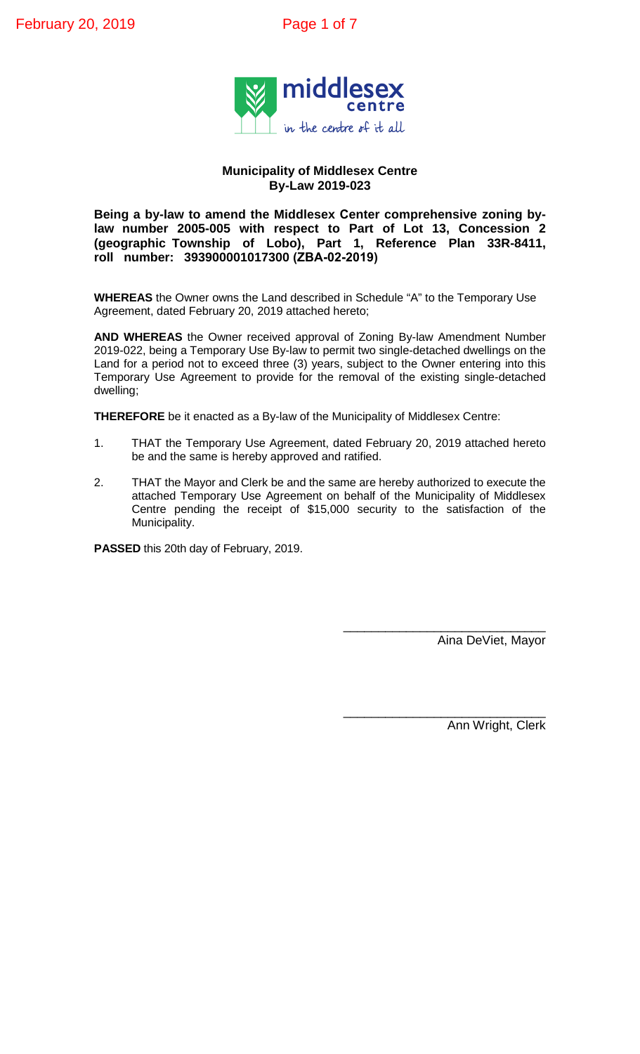**Municipality of Middlesex Centre**
**By-Law 2019-023**

**Being a by-law to amend the Middlesex Center comprehensive zoning by-law number 2005-005 with respect to Part of Lot 13, Concession 2 (geographic Township of Lobo), Part 1, Reference Plan 33R-8411, roll number: 393900001017300 (ZBA-02-2019)**

**WHEREAS** the Owner owns the Land described in Schedule "A" to the Temporary Use Agreement, dated February 20, 2019 attached hereto;

**AND WHEREAS** the Owner received approval of Zoning By-law Amendment Number 2019-022, being a Temporary Use By-law to permit two single-detached dwellings on the Land for a period not to exceed three (3) years, subject to the Owner entering into this Temporary Use Agreement to provide for the removal of the existing single-detached dwelling;

**THEREFORE** be it enacted as a By-law of the Municipality of Middlesex Centre:

1. THAT the Temporary Use Agreement, dated February 20, 2019 attached hereto be and the same is hereby approved and ratified.
2. THAT the Mayor and Clerk be and the same are hereby authorized to execute the attached Temporary Use Agreement on behalf of the Municipality of Middlesex Centre pending the receipt of $15,000 security to the satisfaction of the Municipality.

**PASSED** this 20th day of February, 2019.

\_\_\_\_\_\_\_\_\_\_\_\_\_\_\_\_\_\_\_\_\_\_\_\_\_\_\_\_\_\_
Aina DeViet, Mayor

\_\_\_\_\_\_\_\_\_\_\_\_\_\_\_\_\_\_\_\_\_\_\_\_\_\_\_\_\_\_
Ann Wright, Clerk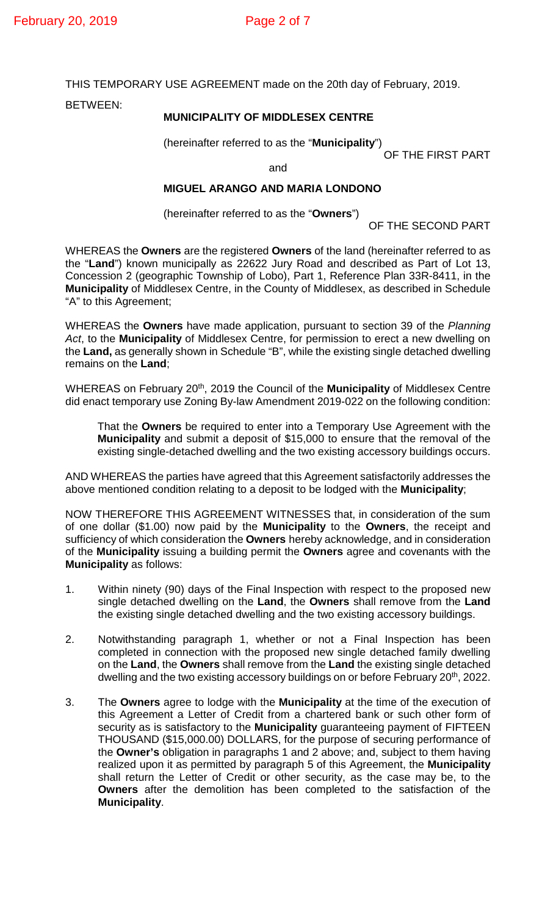THIS TEMPORARY USE AGREEMENT made on the 20th day of February, 2019.

BETWEEN:

**MUNICIPALITY OF MIDDLESEX CENTRE**

(hereinafter referred to as the "**Municipality**")

OF THE FIRST PART

and

**MIGUEL ARANGO AND MARIA LONDONO**

(hereinafter referred to as the "**Owners**")

OF THE SECOND PART

WHEREAS the **Owners** are the registered **Owners** of the land (hereinafter referred to as the "**Land**") known municipally as 22622 Jury Road and described as Part of Lot 13, Concession 2 (geographic Township of Lobo), Part 1, Reference Plan 33R-8411, in the **Municipality** of Middlesex Centre, in the County of Middlesex, as described in Schedule "A" to this Agreement;

WHEREAS the **Owners** have made application, pursuant to section 39 of the *Planning Act*, to the **Municipality** of Middlesex Centre, for permission to erect a new dwelling on the **Land,** as generally shown in Schedule "B", while the existing single detached dwelling remains on the **Land**;

WHEREAS on February 20th, 2019 the Council of the **Municipality** of Middlesex Centre did enact temporary use Zoning By-law Amendment 2019-022 on the following condition:

> That the **Owners** be required to enter into a Temporary Use Agreement with the **Municipality** and submit a deposit of $15,000 to ensure that the removal of the existing single-detached dwelling and the two existing accessory buildings occurs.

AND WHEREAS the parties have agreed that this Agreement satisfactorily addresses the above mentioned condition relating to a deposit to be lodged with the **Municipality**;

NOW THEREFORE THIS AGREEMENT WITNESSES that, in consideration of the sum of one dollar ($1.00) now paid by the **Municipality** to the **Owners**, the receipt and sufficiency of which consideration the **Owners** hereby acknowledge, and in consideration of the **Municipality** issuing a building permit the **Owners** agree and covenants with the **Municipality** as follows:

1. Within ninety (90) days of the Final Inspection with respect to the proposed new single detached dwelling on the **Land**, the **Owners** shall remove from the **Land** the existing single detached dwelling and the two existing accessory buildings.

2. Notwithstanding paragraph 1, whether or not a Final Inspection has been completed in connection with the proposed new single detached family dwelling on the **Land**, the **Owners** shall remove from the **Land** the existing single detached dwelling and the two existing accessory buildings on or before February 20th, 2022.

3. The **Owners** agree to lodge with the **Municipality** at the time of the execution of this Agreement a Letter of Credit from a chartered bank or such other form of security as is satisfactory to the **Municipality** guaranteeing payment of FIFTEEN THOUSAND ($15,000.00) DOLLARS, for the purpose of securing performance of the **Owner's** obligation in paragraphs 1 and 2 above; and, subject to them having realized upon it as permitted by paragraph 5 of this Agreement, the **Municipality** shall return the Letter of Credit or other security, as the case may be, to the **Owners** after the demolition has been completed to the satisfaction of the **Municipality**.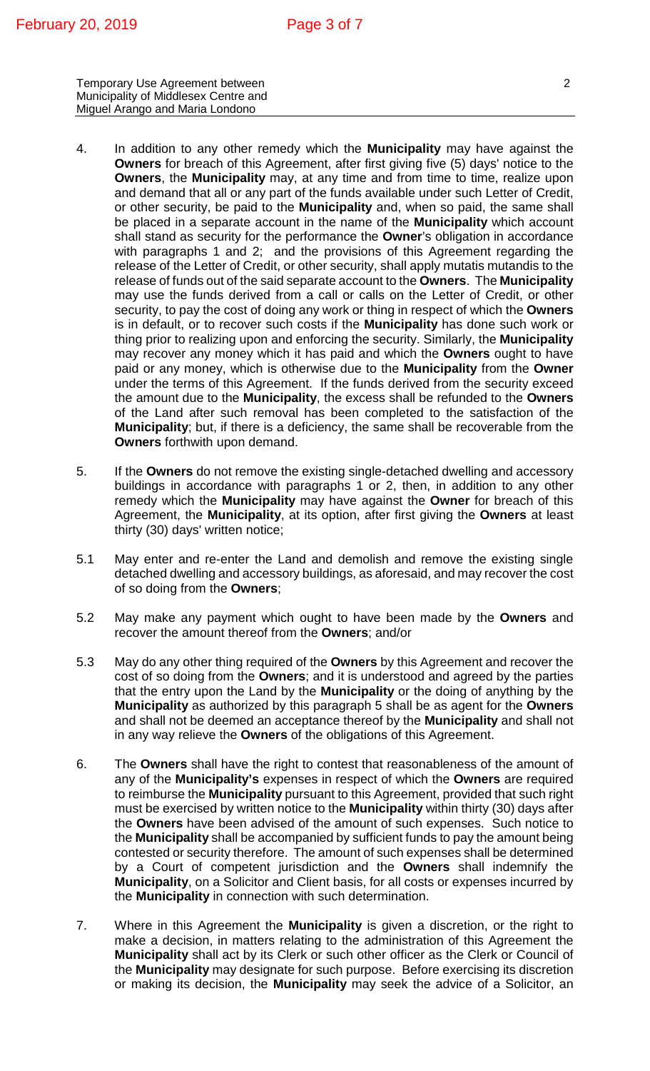4. In addition to any other remedy which the **Municipality** may have against the **Owners** for breach of this Agreement, after first giving five (5) days' notice to the **Owners**, the **Municipality** may, at any time and from time to time, realize upon and demand that all or any part of the funds available under such Letter of Credit, or other security, be paid to the **Municipality** and, when so paid, the same shall be placed in a separate account in the name of the **Municipality** which account shall stand as security for the performance the **Owner**'s obligation in accordance with paragraphs 1 and 2; and the provisions of this Agreement regarding the release of the Letter of Credit, or other security, shall apply mutatis mutandis to the release of funds out of the said separate account to the **Owners**. The **Municipality** may use the funds derived from a call or calls on the Letter of Credit, or other security, to pay the cost of doing any work or thing in respect of which the **Owners** is in default, or to recover such costs if the **Municipality** has done such work or thing prior to realizing upon and enforcing the security. Similarly, the **Municipality** may recover any money which it has paid and which the **Owners** ought to have paid or any money, which is otherwise due to the **Municipality** from the **Owner** under the terms of this Agreement. If the funds derived from the security exceed the amount due to the **Municipality**, the excess shall be refunded to the **Owners** of the Land after such removal has been completed to the satisfaction of the **Municipality**; but, if there is a deficiency, the same shall be recoverable from the **Owners** forthwith upon demand.

5. If the **Owners** do not remove the existing single-detached dwelling and accessory buildings in accordance with paragraphs 1 or 2, then, in addition to any other remedy which the **Municipality** may have against the **Owner** for breach of this Agreement, the **Municipality**, at its option, after first giving the **Owners** at least thirty (30) days' written notice;

5.1 May enter and re-enter the Land and demolish and remove the existing single detached dwelling and accessory buildings, as aforesaid, and may recover the cost of so doing from the **Owners**;

5.2 May make any payment which ought to have been made by the **Owners** and recover the amount thereof from the **Owners**; and/or

5.3 May do any other thing required of the **Owners** by this Agreement and recover the cost of so doing from the **Owners**; and it is understood and agreed by the parties that the entry upon the Land by the **Municipality** or the doing of anything by the **Municipality** as authorized by this paragraph 5 shall be as agent for the **Owners** and shall not be deemed an acceptance thereof by the **Municipality** and shall not in any way relieve the **Owners** of the obligations of this Agreement.

6. The **Owners** shall have the right to contest that reasonableness of the amount of any of the **Municipality's** expenses in respect of which the **Owners** are required to reimburse the **Municipality** pursuant to this Agreement, provided that such right must be exercised by written notice to the **Municipality** within thirty (30) days after the **Owners** have been advised of the amount of such expenses. Such notice to the **Municipality** shall be accompanied by sufficient funds to pay the amount being contested or security therefore. The amount of such expenses shall be determined by a Court of competent jurisdiction and the **Owners** shall indemnify the **Municipality**, on a Solicitor and Client basis, for all costs or expenses incurred by the **Municipality** in connection with such determination.

7. Where in this Agreement the **Municipality** is given a discretion, or the right to make a decision, in matters relating to the administration of this Agreement the **Municipality** shall act by its Clerk or such other officer as the Clerk or Council of the **Municipality** may designate for such purpose. Before exercising its discretion or making its decision, the **Municipality** may seek the advice of a Solicitor, an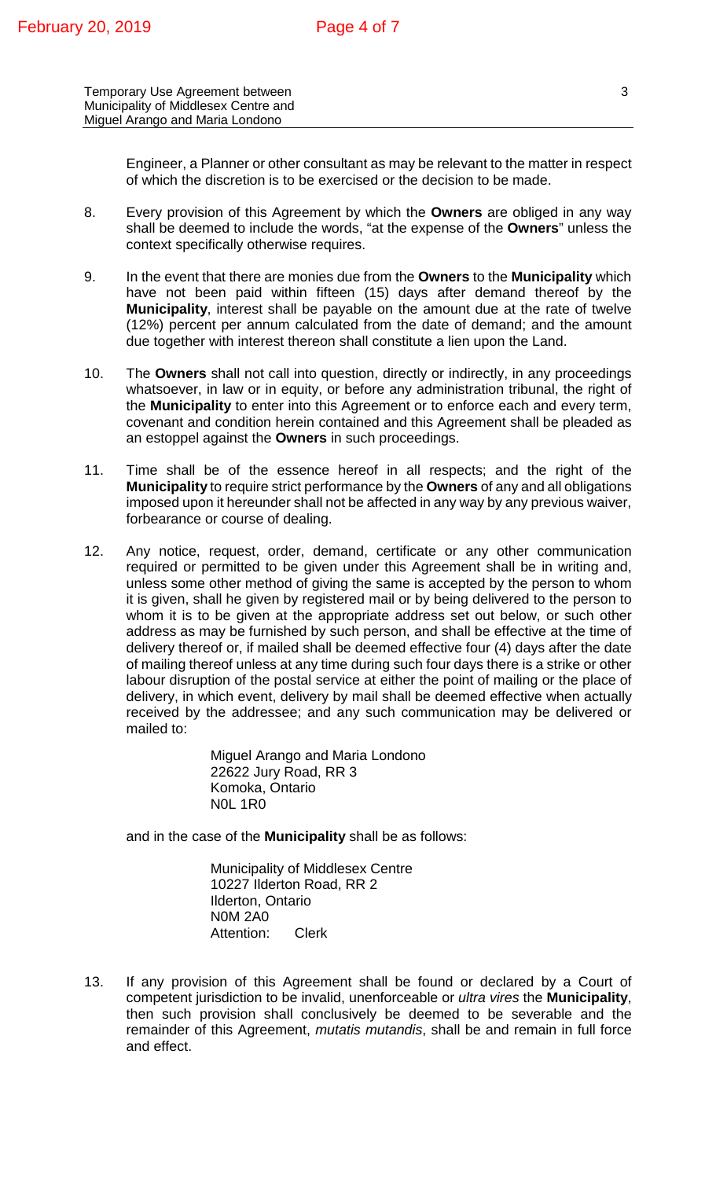Engineer, a Planner or other consultant as may be relevant to the matter in respect of which the discretion is to be exercised or the decision to be made.

8. Every provision of this Agreement by which the **Owners** are obliged in any way shall be deemed to include the words, "at the expense of the **Owners**" unless the context specifically otherwise requires.

9. In the event that there are monies due from the **Owners** to the **Municipality** which have not been paid within fifteen (15) days after demand thereof by the **Municipality**, interest shall be payable on the amount due at the rate of twelve (12%) percent per annum calculated from the date of demand; and the amount due together with interest thereon shall constitute a lien upon the Land.

10. The **Owners** shall not call into question, directly or indirectly, in any proceedings whatsoever, in law or in equity, or before any administration tribunal, the right of the **Municipality** to enter into this Agreement or to enforce each and every term, covenant and condition herein contained and this Agreement shall be pleaded as an estoppel against the **Owners** in such proceedings.

11. Time shall be of the essence hereof in all respects; and the right of the **Municipality** to require strict performance by the **Owners** of any and all obligations imposed upon it hereunder shall not be affected in any way by any previous waiver, forbearance or course of dealing.

12. Any notice, request, order, demand, certificate or any other communication required or permitted to be given under this Agreement shall be in writing and, unless some other method of giving the same is accepted by the person to whom it is given, shall he given by registered mail or by being delivered to the person to whom it is to be given at the appropriate address set out below, or such other address as may be furnished by such person, and shall be effective at the time of delivery thereof or, if mailed shall be deemed effective four (4) days after the date of mailing thereof unless at any time during such four days there is a strike or other labour disruption of the postal service at either the point of mailing or the place of delivery, in which event, delivery by mail shall be deemed effective when actually received by the addressee; and any such communication may be delivered or mailed to:

    Miguel Arango and Maria Londono
    22622 Jury Road, RR 3
    Komoka, Ontario
    N0L 1R0

    and in the case of the **Municipality** shall be as follows:

    Municipality of Middlesex Centre
    10227 Ilderton Road, RR 2
    Ilderton, Ontario
    N0M 2A0
    Attention: Clerk

13. If any provision of this Agreement shall be found or declared by a Court of competent jurisdiction to be invalid, unenforceable or *ultra vires* the **Municipality**, then such provision shall conclusively be deemed to be severable and the remainder of this Agreement, *mutatis mutandis*, shall be and remain in full force and effect.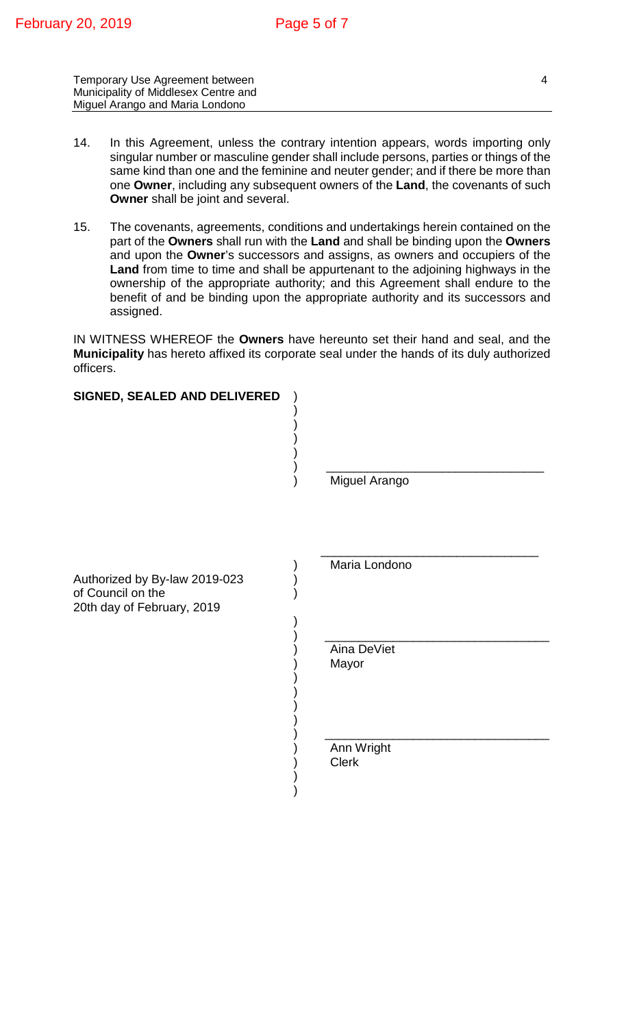14. In this Agreement, unless the contrary intention appears, words importing only singular number or masculine gender shall include persons, parties or things of the same kind than one and the feminine and neuter gender; and if there be more than one **Owner**, including any subsequent owners of the **Land**, the covenants of such **Owner** shall be joint and several.

15. The covenants, agreements, conditions and undertakings herein contained on the part of the **Owners** shall run with the **Land** and shall be binding upon the **Owners** and upon the **Owner**'s successors and assigns, as owners and occupiers of the **Land** from time to time and shall be appurtenant to the adjoining highways in the ownership of the appropriate authority; and this Agreement shall endure to the benefit of and be binding upon the appropriate authority and its successors and assigned.

IN WITNESS WHEREOF the **Owners** have hereunto set their hand and seal, and the **Municipality** has hereto affixed its corporate seal under the hands of its duly authorized officers.

**SIGNED, SEALED AND DELIVERED**

\_\_\_\_\_\_\_\_\_\_\_\_\_\_\_\_\_\_\_\_\_\_\_\_\_\_\_\_\_\_\_\_
Miguel Arango

\_\_\_\_\_\_\_\_\_\_\_\_\_\_\_\_\_\_\_\_\_\_\_\_\_\_\_\_\_\_\_\_
Maria Londono

Authorized by By-law 2019-023
of Council on the
20th day of February, 2019

\_\_\_\_\_\_\_\_\_\_\_\_\_\_\_\_\_\_\_\_\_\_\_\_\_\_\_\_\_\_\_\_
Aina DeViet
Mayor

\_\_\_\_\_\_\_\_\_\_\_\_\_\_\_\_\_\_\_\_\_\_\_\_\_\_\_\_\_\_\_\_
Ann Wright
Clerk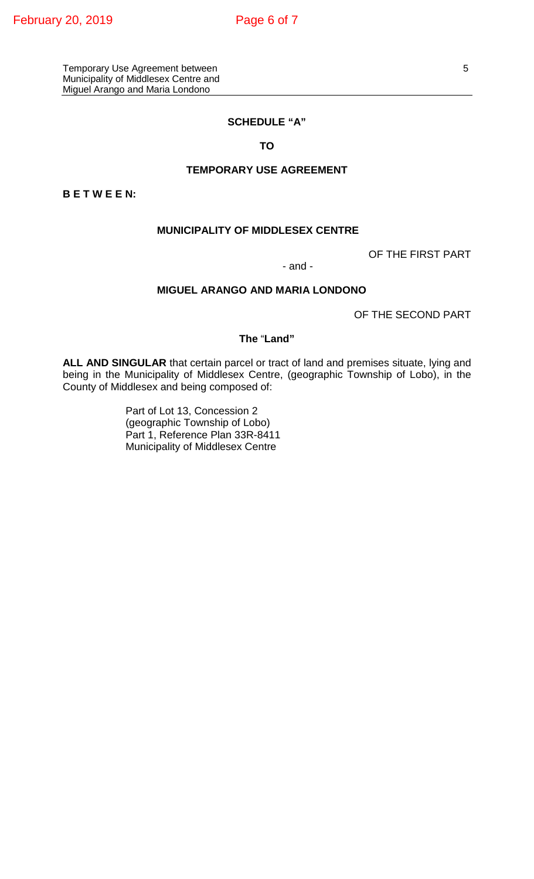## SCHEDULE "A"

## TO

## TEMPORARY USE AGREEMENT

**B E T W E E N:**

**MUNICIPALITY OF MIDDLESEX CENTRE**

OF THE FIRST PART

- and -

**MIGUEL ARANGO AND MARIA LONDONO**

OF THE SECOND PART

**The "Land"**

**ALL AND SINGULAR** that certain parcel or tract of land and premises situate, lying and being in the Municipality of Middlesex Centre, (geographic Township of Lobo), in the County of Middlesex and being composed of:

Part of Lot 13, Concession 2
(geographic Township of Lobo)
Part 1, Reference Plan 33R-8411
Municipality of Middlesex Centre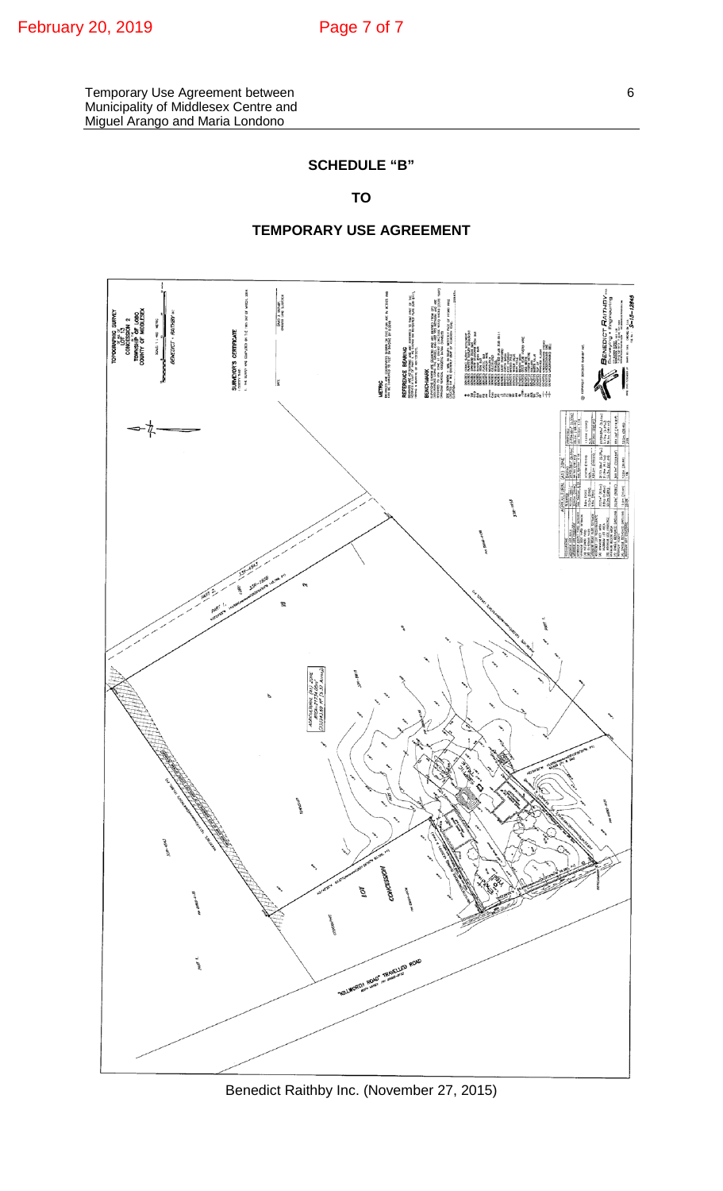Temporary Use Agreement between
Municipality of Middlesex Centre and
Miguel Arango and Maria Londono

## SCHEDULE "B"

## TO

## TEMPORARY USE AGREEMENT

TOPOGRAPHIC SURVEY
LOT 21
CONCESSION 2
TOWNSHIP OF LOBO
COUNTY OF MIDDLESEX

SURVEYOR'S CERTIFICATE

METRIC

REFERENCE BEARING

BENCHMARK

BENEDICT RAITHBY INC.

PART 2

PART 1

CONCESSION

TILLWORTH ROAD TRAVELLED ROAD

Benedict Raithby Inc. (November 27, 2015)